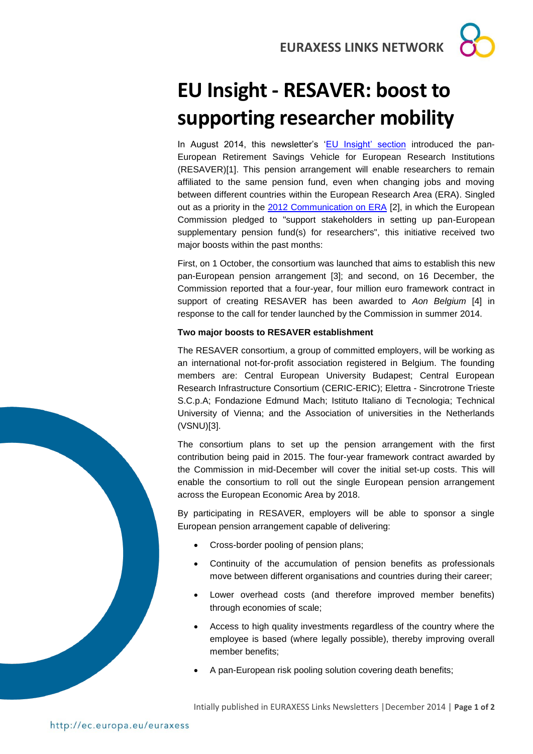# EU Insight - RESAVER: boost to supporting researcher mobility

In August 2014, this newsletter's 'EU Insight' section introduced the pan-European Retirement Savings Vehicle for European Research Institutions (RESAVER)[1]. This pension arrangement will enable researchers to remain affiliated to the same pension fund, even when changing jobs and moving between different countries within the European Research Area (ERA). Singled out as a priority in the 2012 Communication on ERA [2], in which the European Commission pledged to "support stakeholders in setting up pan-European supplementary pension fund(s) for researchers", this initiative received two major boosts within the past months:

First, on 1 October, the consortium was launched that aims to establish this new pan-European pension arrangement [3]; and second, on 16 December, the Commission reported that a four-year, four million euro framework contract in support of creating RESAVER has been awarded to *Aon Belgium* [4] in response to the call for tender launched by the Commission in summer 2014.

**Two major boosts to RESAVER establishment**

The RESAVER consortium, a group of committed employers, will be working as an international not-for-profit association registered in Belgium. The founding members are: Central European University Budapest; Central European Research Infrastructure Consortium (CERIC-ERIC); Elettra - Sincrotrone Trieste S.C.p.A; Fondazione Edmund Mach; Istituto Italiano di Tecnologia; Technical University of Vienna; and the Association of universities in the Netherlands (VSNU)[3].

The consortium plans to set up the pension arrangement with the first contribution being paid in 2015. The four-year framework contract awarded by the Commission in mid-December will cover the initial set-up costs. This will enable the consortium to roll out the single European pension arrangement across the European Economic Area by 2018.

By participating in RESAVER, employers will be able to sponsor a single European pension arrangement capable of delivering:

- Cross-border pooling of pension plans;
- Continuity of the accumulation of pension benefits as professionals move between different organisations and countries during their career;
- Lower overhead costs (and therefore improved member benefits) through economies of scale;
- Access to high quality investments regardless of the country where the employee is based (where legally possible), thereby improving overall member benefits;
- A pan-European risk pooling solution covering death benefits;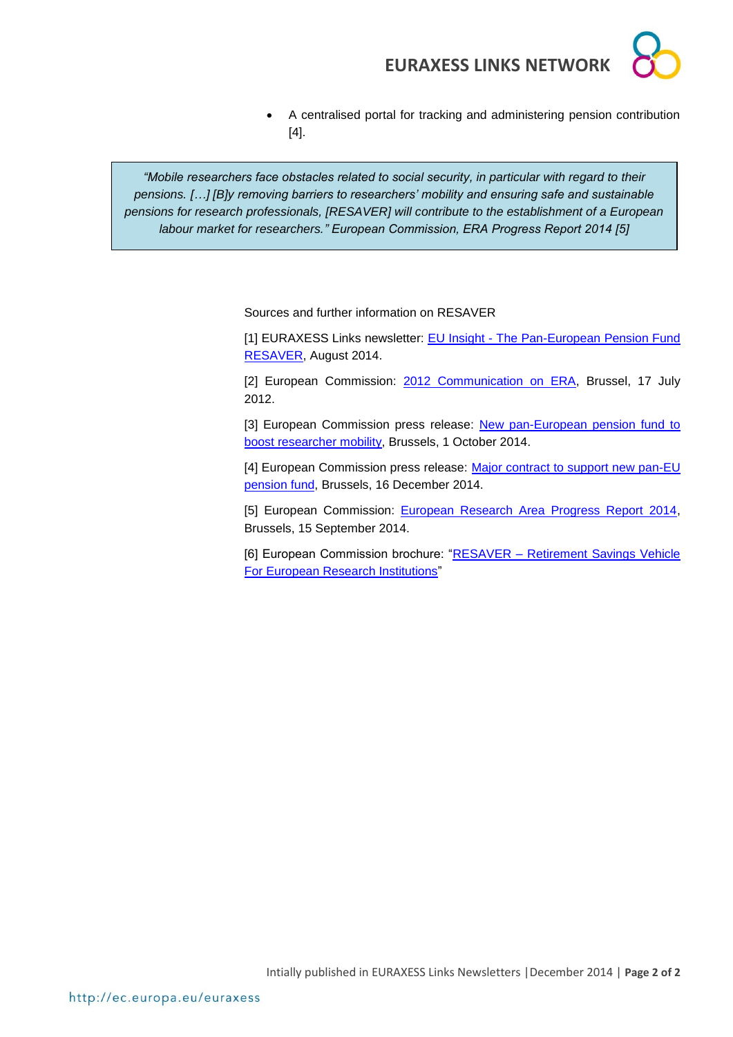- A centralised portal for tracking and administering pension contribution [4].

> *"Mobile researchers face obstacles related to social security, in particular with regard to their pensions. […] [B]y removing barriers to researchers' mobility and ensuring safe and sustainable pensions for research professionals, [RESAVER] will contribute to the establishment of a European labour market for researchers." European Commission, ERA Progress Report 2014 [5]*

Sources and further information on RESAVER

[1] EURAXESS Links newsletter: EU Insight - The Pan-European Pension Fund RESAVER, August 2014.

[2] European Commission: 2012 Communication on ERA, Brussel, 17 July 2012.

[3] European Commission press release: New pan-European pension fund to boost researcher mobility, Brussels, 1 October 2014.

[4] European Commission press release: Major contract to support new pan-EU pension fund, Brussels, 16 December 2014.

[5] European Commission: European Research Area Progress Report 2014, Brussels, 15 September 2014.

[6] European Commission brochure: "RESAVER – Retirement Savings Vehicle For European Research Institutions"